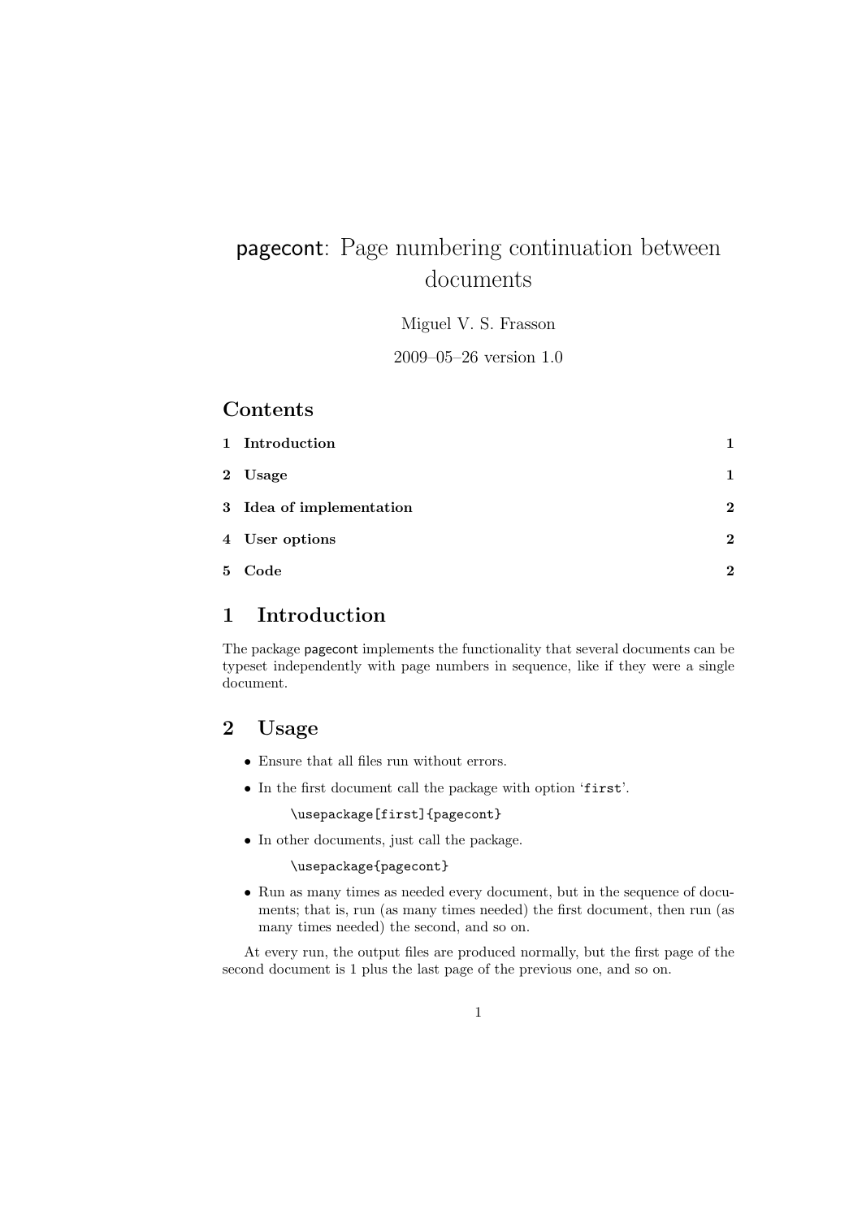# pagecont: Page numbering continuation between documents

Miguel V. S. Frasson

2009–05–26 version 1.0

## Contents

| | | |
|---|---|---|
| 1 | Introduction | 1 |
| 2 | Usage | 1 |
| 3 | Idea of implementation | 2 |
| 4 | User options | 2 |
| 5 | Code | 2 |

## 1 Introduction

The package pagecont implements the functionality that several documents can be typeset independently with page numbers in sequence, like if they were a single document.

## 2 Usage

- Ensure that all files run without errors.
- In the first document call the package with option '`first`'.

  ```
  \usepackage[first]{pagecont}
  ```

- In other documents, just call the package.

  ```
  \usepackage{pagecont}
  ```

- Run as many times as needed every document, but in the sequence of documents; that is, run (as many times needed) the first document, then run (as many times needed) the second, and so on.

At every run, the output files are produced normally, but the first page of the second document is 1 plus the last page of the previous one, and so on.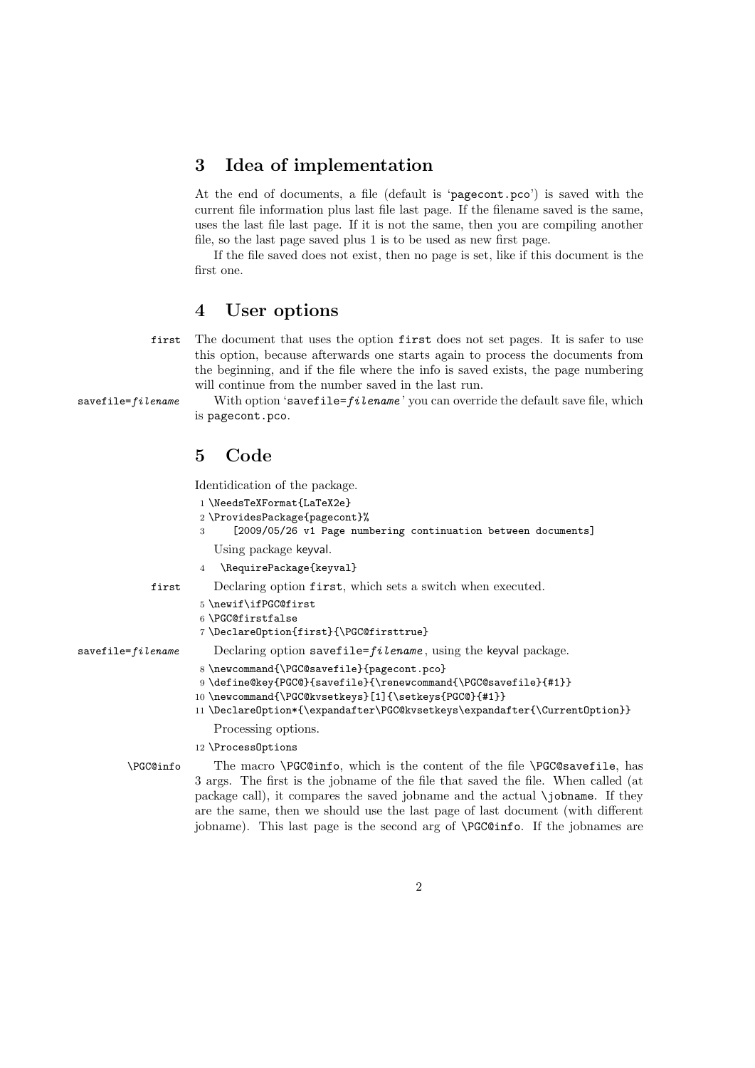## 3 Idea of implementation

At the end of documents, a file (default is 'pagecont.pco') is saved with the current file information plus last file last page. If the filename saved is the same, uses the last file last page. If it is not the same, then you are compiling another file, so the last page saved plus 1 is to be used as new first page.

If the file saved does not exist, then no page is set, like if this document is the first one.

## 4 User options

`first` The document that uses the option `first` does not set pages. It is safer to use this option, because afterwards one starts again to process the documents from the beginning, and if the file where the info is saved exists, the page numbering will continue from the number saved in the last run.

`savefile=`*filename* With option '`savefile=`*filename*' you can override the default save file, which is `pagecont.pco`.

## 5 Code

Identidication of the package.

```
1 \NeedsTeXFormat{LaTeX2e}
2 \ProvidesPackage{pagecont}%
3     [2009/05/26 v1 Page numbering continuation between documents]
```

Using package keyval.

```
4  \RequirePackage{keyval}
```

`first` Declaring option `first`, which sets a switch when executed.

```
5 \newif\ifPGC@first
6 \PGC@firstfalse
7 \DeclareOption{first}{\PGC@firsttrue}
```

`savefile=`*filename* Declaring option `savefile=`*filename*, using the keyval package.

```
8 \newcommand{\PGC@savefile}{pagecont.pco}
9 \define@key{PGC@}{savefile}{\renewcommand{\PGC@savefile}{#1}}
10 \newcommand{\PGC@kvsetkeys}[1]{\setkeys{PGC@}{#1}}
11 \DeclareOption*{\expandafter\PGC@kvsetkeys\expandafter{\CurrentOption}}
```

Processing options.

```
12 \ProcessOptions
```

`\PGC@info` The macro `\PGC@info`, which is the content of the file `\PGC@savefile`, has 3 args. The first is the jobname of the file that saved the file. When called (at package call), it compares the saved jobname and the actual `\jobname`. If they are the same, then we should use the last page of last document (with different jobname). This last page is the second arg of `\PGC@info`. If the jobnames are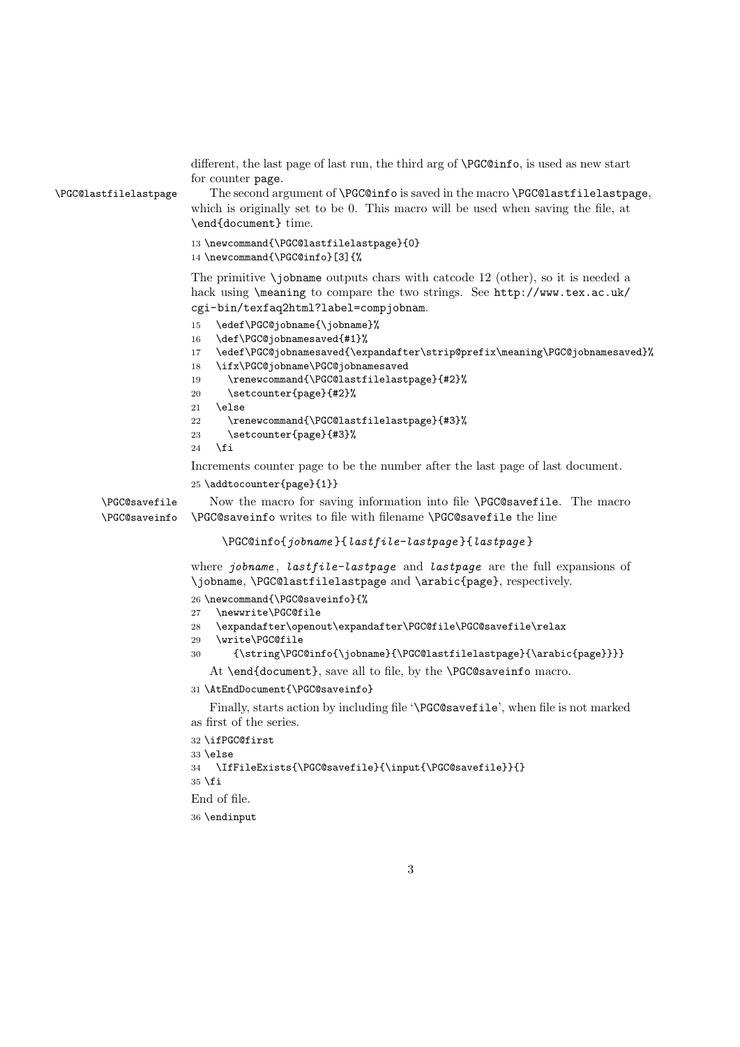different, the last page of last run, the third arg of `\PGC@info`, is used as new start for counter `page`.

`\PGC@lastfilelastpage` The second argument of `\PGC@info` is saved in the macro `\PGC@lastfilelastpage`, which is originally set to be 0. This macro will be used when saving the file, at `\end{document}` time.

```
13 \newcommand{\PGC@lastfilelastpage}{0}
14 \newcommand{\PGC@info}[3]{%
```

The primitive `\jobname` outputs chars with catcode 12 (other), so it is needed a hack using `\meaning` to compare the two strings. See `http://www.tex.ac.uk/cgi-bin/texfaq2html?label=compjobnam`.

```
15   \edef\PGC@jobname{\jobname}%
16   \def\PGC@jobnamesaved{#1}%
17   \edef\PGC@jobnamesaved{\expandafter\strip@prefix\meaning\PGC@jobnamesaved}%
18   \ifx\PGC@jobname\PGC@jobnamesaved
19     \renewcommand{\PGC@lastfilelastpage}{#2}%
20     \setcounter{page}{#2}%
21   \else
22     \renewcommand{\PGC@lastfilelastpage}{#3}%
23     \setcounter{page}{#3}%
24   \fi
```

Increments counter page to be the number after the last page of last document.

```
25 \addtocounter{page}{1}}
```

`\PGC@savefile` `\PGC@saveinfo` Now the macro for saving information into file `\PGC@savefile`. The macro `\PGC@saveinfo` writes to file with filename `\PGC@savefile` the line

`\PGC@info{`*jobname*`}{`*lastfile-lastpage*`}{`*lastpage*`}`

where *jobname*, *lastfile-lastpage* and *lastpage* are the full expansions of `\jobname`, `\PGC@lastfilelastpage` and `\arabic{page}`, respectively.

```
26 \newcommand{\PGC@saveinfo}{%
27   \newwrite\PGC@file
28   \expandafter\openout\expandafter\PGC@file\PGC@savefile\relax
29   \write\PGC@file
30      {\string\PGC@info{\jobname}{\PGC@lastfilelastpage}{\arabic{page}}}}
```

At `\end{document}`, save all to file, by the `\PGC@saveinfo` macro.

```
31 \AtEndDocument{\PGC@saveinfo}
```

Finally, starts action by including file '`\PGC@savefile`', when file is not marked as first of the series.

```
32 \ifPGC@first
33 \else
34   \IfFileExists{\PGC@savefile}{\input{\PGC@savefile}}{}
35 \fi
```

End of file.

```
36 \endinput
```